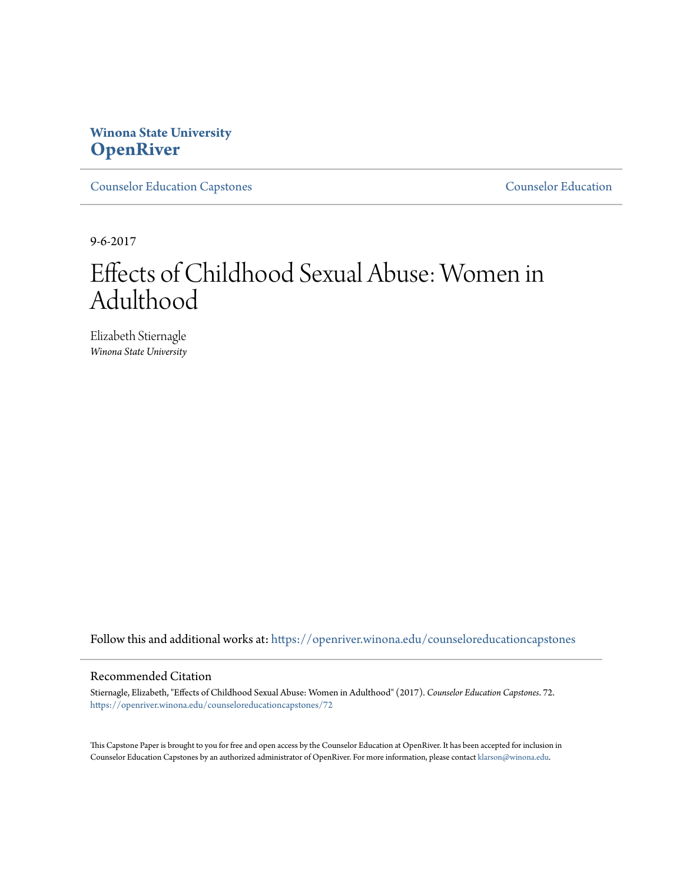**Winona State University**
**OpenRiver**

Counselor Education Capstones | Counselor Education

9-6-2017

# Effects of Childhood Sexual Abuse: Women in Adulthood

Elizabeth Stiernagle
*Winona State University*

Follow this and additional works at: https://openriver.winona.edu/counseloreducationcapstones

## Recommended Citation

Stiernagle, Elizabeth, "Effects of Childhood Sexual Abuse: Women in Adulthood" (2017). *Counselor Education Capstones*. 72.
https://openriver.winona.edu/counseloreducationcapstones/72

This Capstone Paper is brought to you for free and open access by the Counselor Education at OpenRiver. It has been accepted for inclusion in Counselor Education Capstones by an authorized administrator of OpenRiver. For more information, please contact klarson@winona.edu.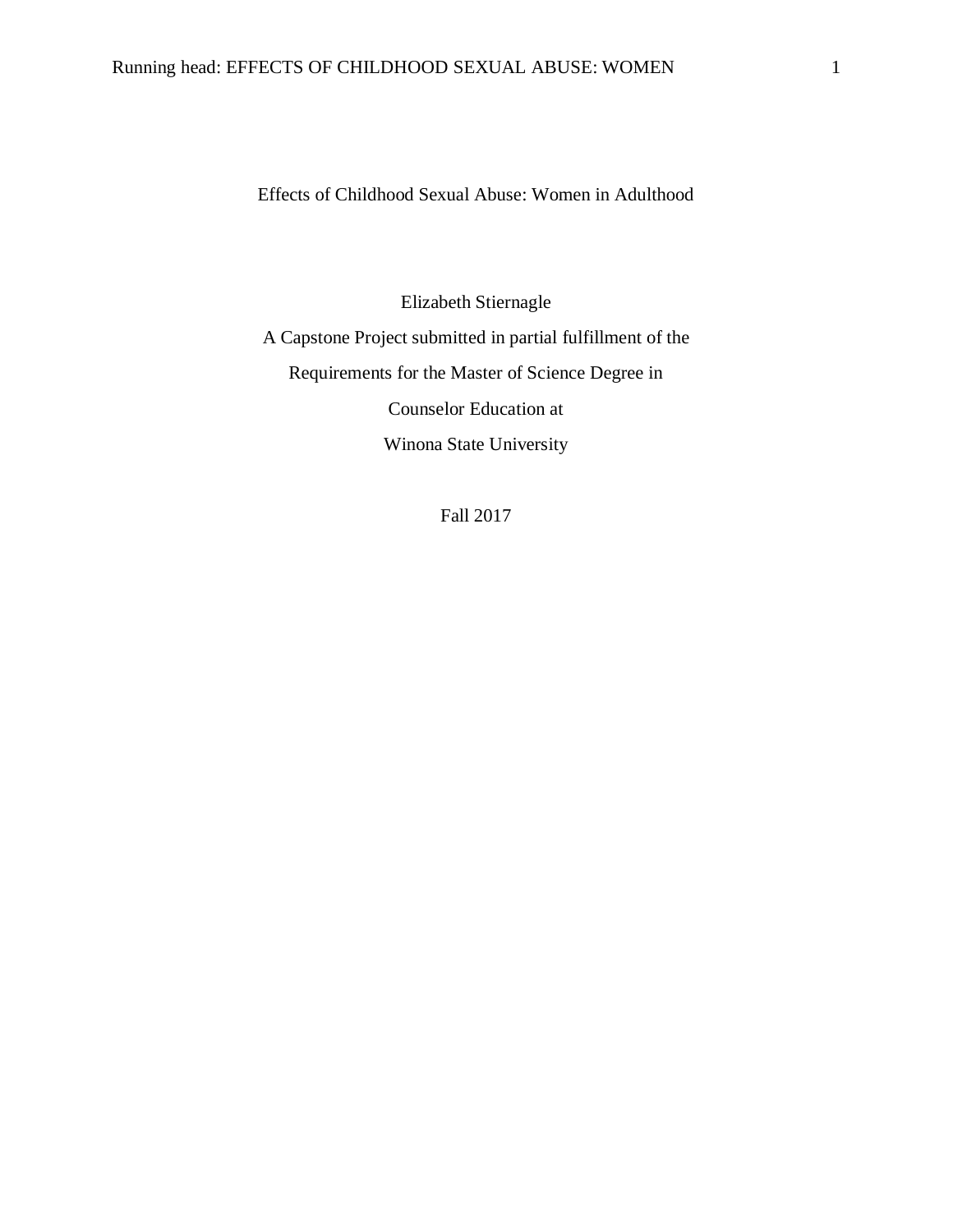# Effects of Childhood Sexual Abuse: Women in Adulthood

Elizabeth Stiernagle

A Capstone Project submitted in partial fulfillment of the

Requirements for the Master of Science Degree in

Counselor Education at

Winona State University

Fall 2017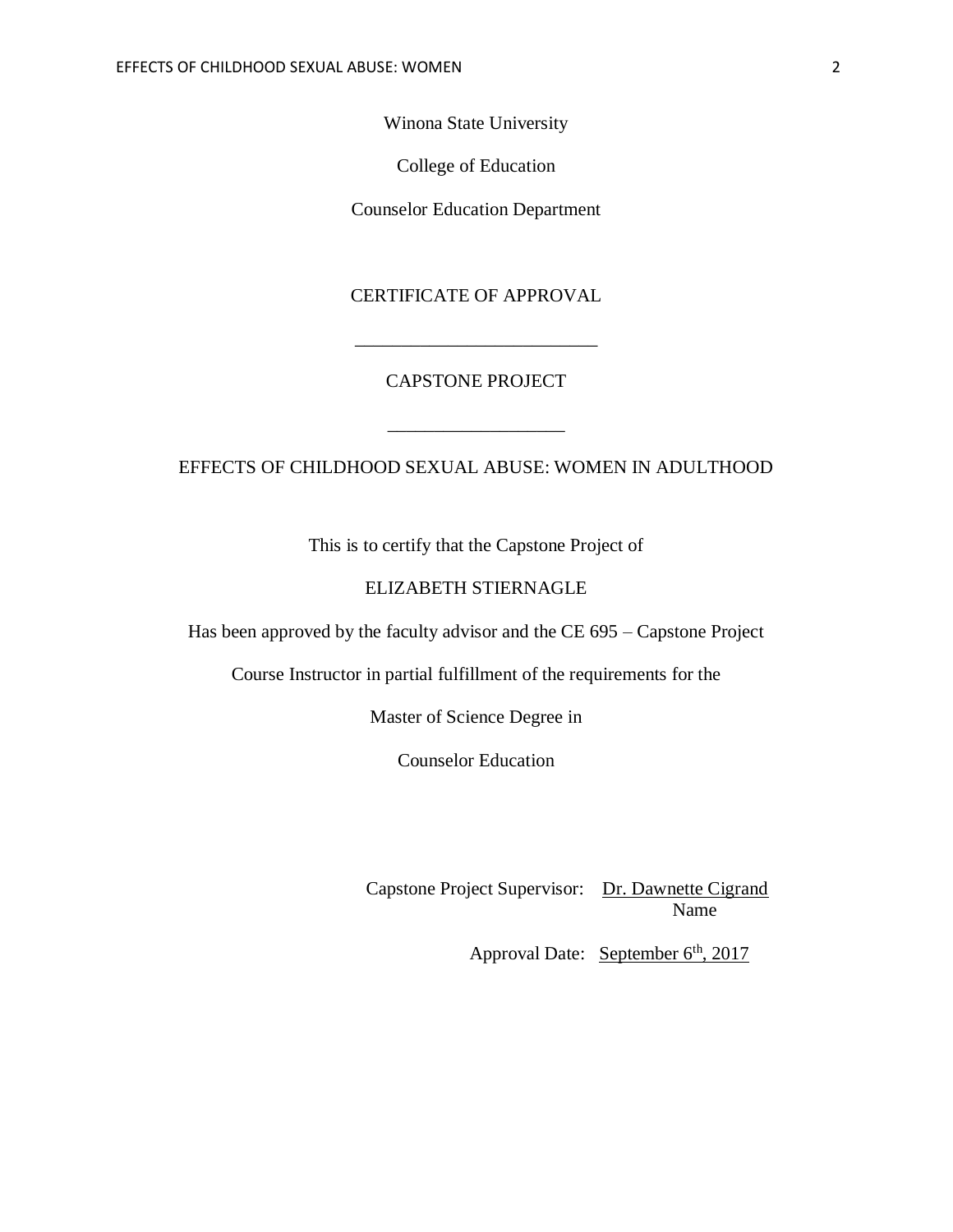Winona State University

College of Education

Counselor Education Department

CERTIFICATE OF APPROVAL

___________________________

CAPSTONE PROJECT

___________________

EFFECTS OF CHILDHOOD SEXUAL ABUSE: WOMEN IN ADULTHOOD

This is to certify that the Capstone Project of

ELIZABETH STIERNAGLE

Has been approved by the faculty advisor and the CE 695 – Capstone Project

Course Instructor in partial fulfillment of the requirements for the

Master of Science Degree in

Counselor Education

Capstone Project Supervisor: Dr. Dawnette Cigrand
Name

Approval Date: September 6th, 2017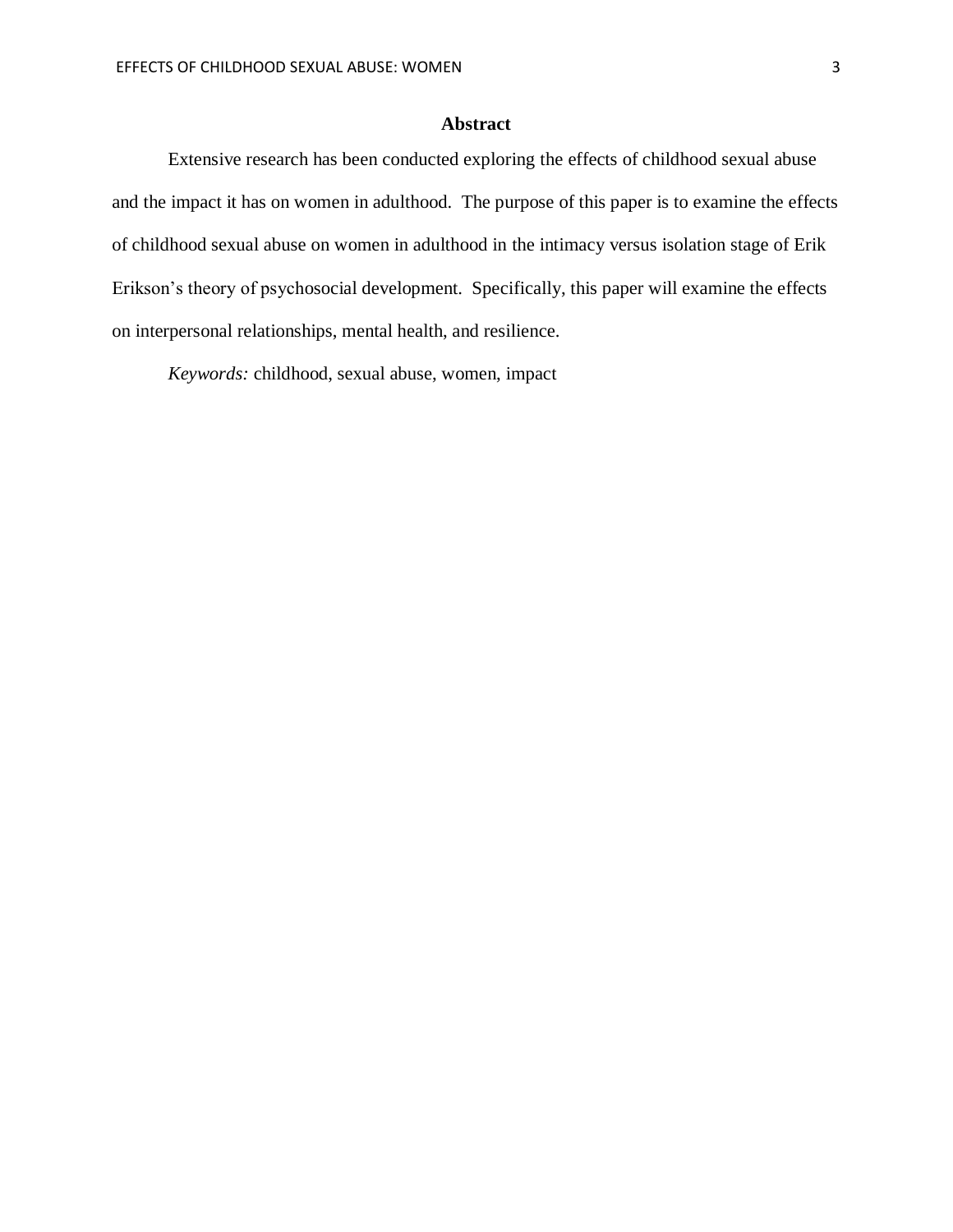## Abstract

Extensive research has been conducted exploring the effects of childhood sexual abuse and the impact it has on women in adulthood. The purpose of this paper is to examine the effects of childhood sexual abuse on women in adulthood in the intimacy versus isolation stage of Erik Erikson's theory of psychosocial development. Specifically, this paper will examine the effects on interpersonal relationships, mental health, and resilience.

*Keywords:* childhood, sexual abuse, women, impact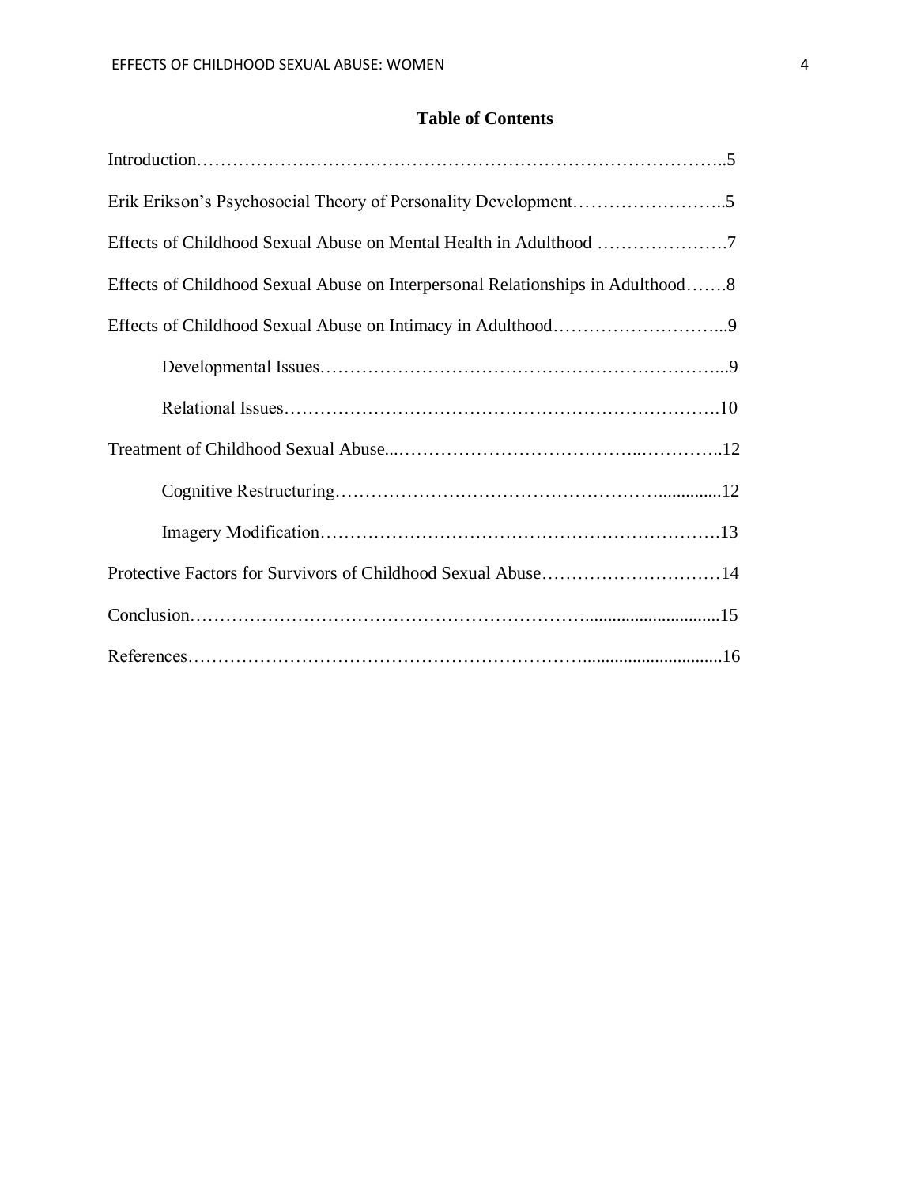# Table of Contents

Introduction……………………………………………………………………………..5

Erik Erikson's Psychosocial Theory of Personality Development……………………..5

Effects of Childhood Sexual Abuse on Mental Health in Adulthood ………………….7

Effects of Childhood Sexual Abuse on Interpersonal Relationships in Adulthood…….8

Effects of Childhood Sexual Abuse on Intimacy in Adulthood………………………...9

- Developmental Issues…………………………………………………………...9
- Relational Issues……………………………………………………………….10

Treatment of Childhood Sexual Abuse...…………………………………..…………..12

- Cognitive Restructuring………………………………………………..............12
- Imagery Modification………………………………………………………….13

Protective Factors for Survivors of Childhood Sexual Abuse…………………………14

Conclusion………………………………………………………..............................15

References………………………………………………………...............................16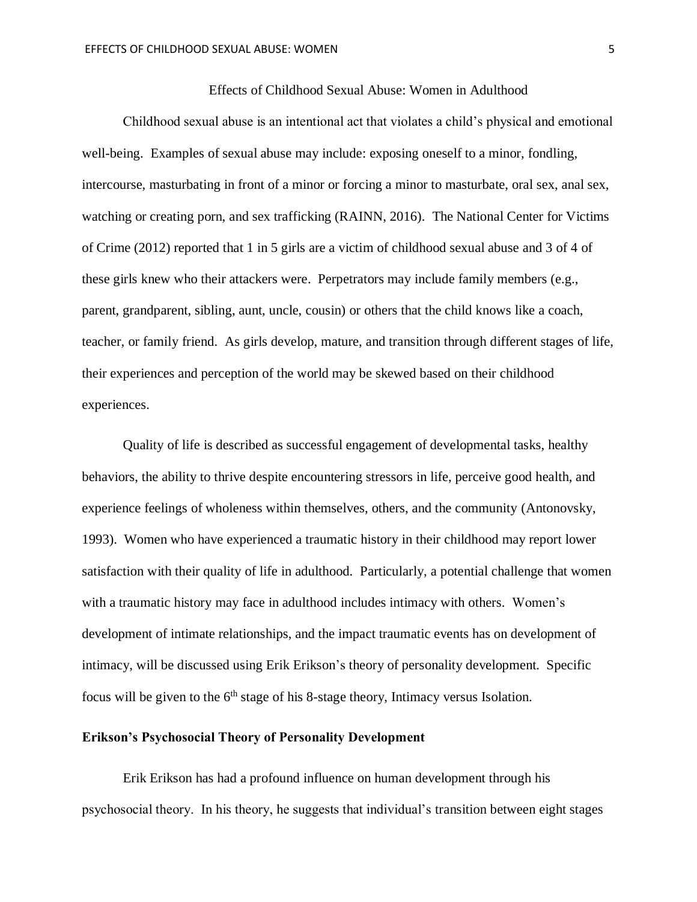# Effects of Childhood Sexual Abuse: Women in Adulthood

Childhood sexual abuse is an intentional act that violates a child's physical and emotional well-being. Examples of sexual abuse may include: exposing oneself to a minor, fondling, intercourse, masturbating in front of a minor or forcing a minor to masturbate, oral sex, anal sex, watching or creating porn, and sex trafficking (RAINN, 2016). The National Center for Victims of Crime (2012) reported that 1 in 5 girls are a victim of childhood sexual abuse and 3 of 4 of these girls knew who their attackers were. Perpetrators may include family members (e.g., parent, grandparent, sibling, aunt, uncle, cousin) or others that the child knows like a coach, teacher, or family friend. As girls develop, mature, and transition through different stages of life, their experiences and perception of the world may be skewed based on their childhood experiences.

Quality of life is described as successful engagement of developmental tasks, healthy behaviors, the ability to thrive despite encountering stressors in life, perceive good health, and experience feelings of wholeness within themselves, others, and the community (Antonovsky, 1993). Women who have experienced a traumatic history in their childhood may report lower satisfaction with their quality of life in adulthood. Particularly, a potential challenge that women with a traumatic history may face in adulthood includes intimacy with others. Women's development of intimate relationships, and the impact traumatic events has on development of intimacy, will be discussed using Erik Erikson's theory of personality development. Specific focus will be given to the 6th stage of his 8-stage theory, Intimacy versus Isolation.

## Erikson's Psychosocial Theory of Personality Development

Erik Erikson has had a profound influence on human development through his psychosocial theory. In his theory, he suggests that individual's transition between eight stages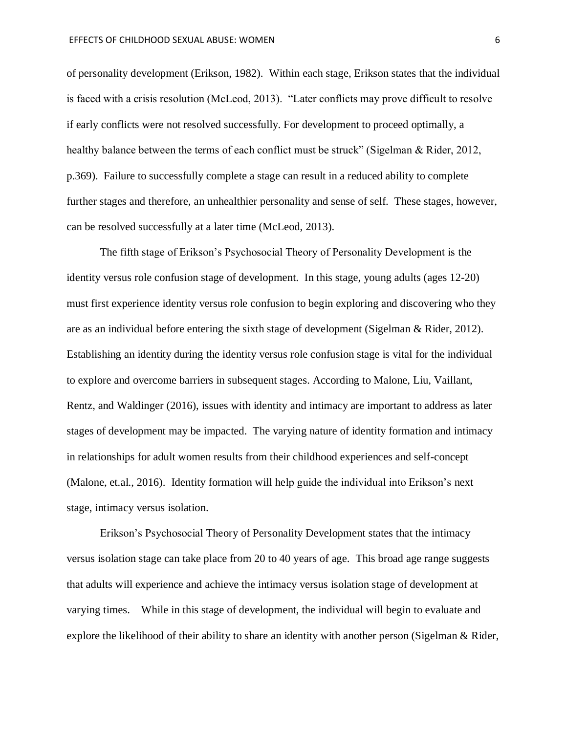of personality development (Erikson, 1982). Within each stage, Erikson states that the individual is faced with a crisis resolution (McLeod, 2013). "Later conflicts may prove difficult to resolve if early conflicts were not resolved successfully. For development to proceed optimally, a healthy balance between the terms of each conflict must be struck" (Sigelman & Rider, 2012, p.369). Failure to successfully complete a stage can result in a reduced ability to complete further stages and therefore, an unhealthier personality and sense of self. These stages, however, can be resolved successfully at a later time (McLeod, 2013).

The fifth stage of Erikson's Psychosocial Theory of Personality Development is the identity versus role confusion stage of development. In this stage, young adults (ages 12-20) must first experience identity versus role confusion to begin exploring and discovering who they are as an individual before entering the sixth stage of development (Sigelman & Rider, 2012). Establishing an identity during the identity versus role confusion stage is vital for the individual to explore and overcome barriers in subsequent stages. According to Malone, Liu, Vaillant, Rentz, and Waldinger (2016), issues with identity and intimacy are important to address as later stages of development may be impacted. The varying nature of identity formation and intimacy in relationships for adult women results from their childhood experiences and self-concept (Malone, et.al., 2016). Identity formation will help guide the individual into Erikson's next stage, intimacy versus isolation.

Erikson's Psychosocial Theory of Personality Development states that the intimacy versus isolation stage can take place from 20 to 40 years of age. This broad age range suggests that adults will experience and achieve the intimacy versus isolation stage of development at varying times. While in this stage of development, the individual will begin to evaluate and explore the likelihood of their ability to share an identity with another person (Sigelman & Rider,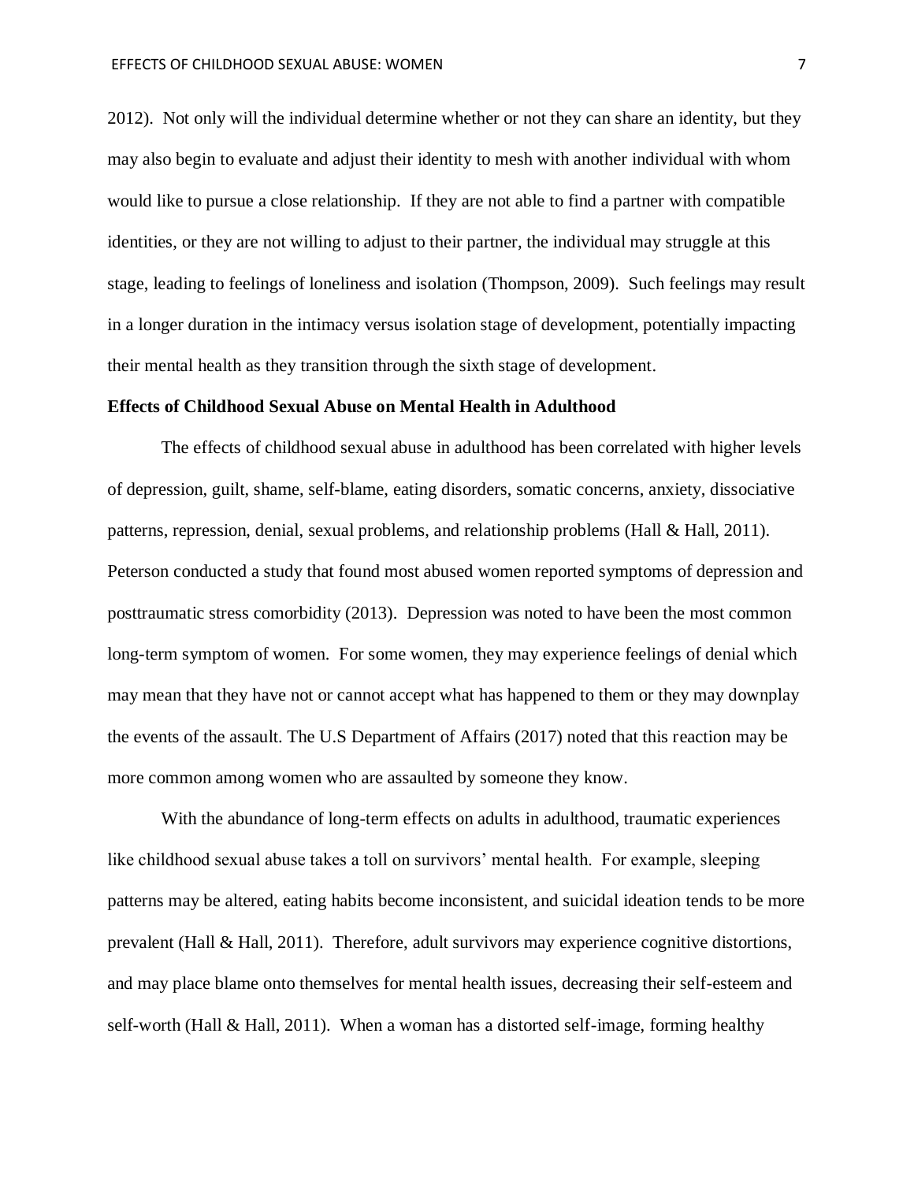2012). Not only will the individual determine whether or not they can share an identity, but they may also begin to evaluate and adjust their identity to mesh with another individual with whom would like to pursue a close relationship. If they are not able to find a partner with compatible identities, or they are not willing to adjust to their partner, the individual may struggle at this stage, leading to feelings of loneliness and isolation (Thompson, 2009). Such feelings may result in a longer duration in the intimacy versus isolation stage of development, potentially impacting their mental health as they transition through the sixth stage of development.

**Effects of Childhood Sexual Abuse on Mental Health in Adulthood**

The effects of childhood sexual abuse in adulthood has been correlated with higher levels of depression, guilt, shame, self-blame, eating disorders, somatic concerns, anxiety, dissociative patterns, repression, denial, sexual problems, and relationship problems (Hall & Hall, 2011). Peterson conducted a study that found most abused women reported symptoms of depression and posttraumatic stress comorbidity (2013). Depression was noted to have been the most common long-term symptom of women. For some women, they may experience feelings of denial which may mean that they have not or cannot accept what has happened to them or they may downplay the events of the assault. The U.S Department of Affairs (2017) noted that this reaction may be more common among women who are assaulted by someone they know.

With the abundance of long-term effects on adults in adulthood, traumatic experiences like childhood sexual abuse takes a toll on survivors' mental health. For example, sleeping patterns may be altered, eating habits become inconsistent, and suicidal ideation tends to be more prevalent (Hall & Hall, 2011). Therefore, adult survivors may experience cognitive distortions, and may place blame onto themselves for mental health issues, decreasing their self-esteem and self-worth (Hall & Hall, 2011). When a woman has a distorted self-image, forming healthy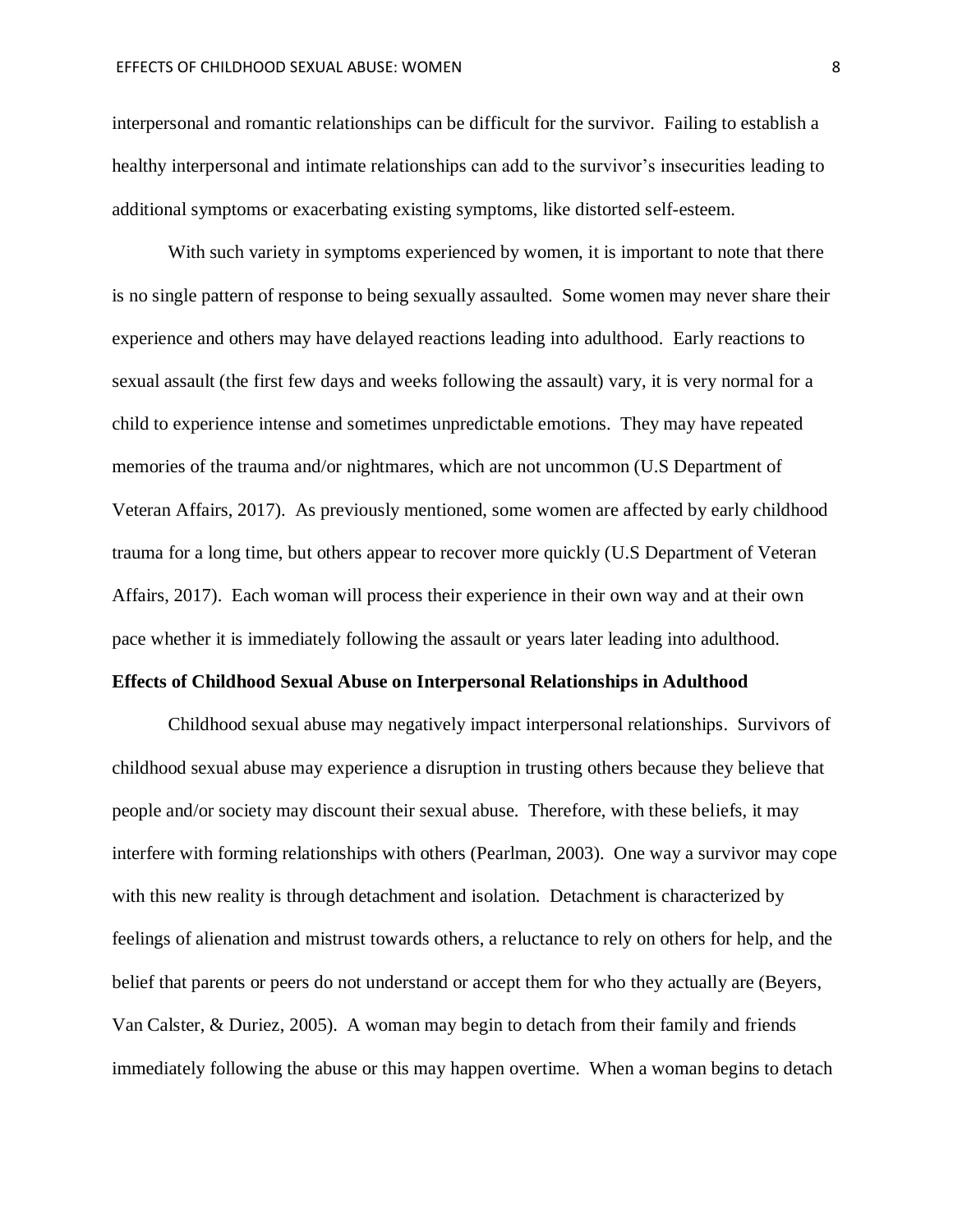interpersonal and romantic relationships can be difficult for the survivor. Failing to establish a healthy interpersonal and intimate relationships can add to the survivor's insecurities leading to additional symptoms or exacerbating existing symptoms, like distorted self-esteem.

With such variety in symptoms experienced by women, it is important to note that there is no single pattern of response to being sexually assaulted. Some women may never share their experience and others may have delayed reactions leading into adulthood. Early reactions to sexual assault (the first few days and weeks following the assault) vary, it is very normal for a child to experience intense and sometimes unpredictable emotions. They may have repeated memories of the trauma and/or nightmares, which are not uncommon (U.S Department of Veteran Affairs, 2017). As previously mentioned, some women are affected by early childhood trauma for a long time, but others appear to recover more quickly (U.S Department of Veteran Affairs, 2017). Each woman will process their experience in their own way and at their own pace whether it is immediately following the assault or years later leading into adulthood.

**Effects of Childhood Sexual Abuse on Interpersonal Relationships in Adulthood**

Childhood sexual abuse may negatively impact interpersonal relationships. Survivors of childhood sexual abuse may experience a disruption in trusting others because they believe that people and/or society may discount their sexual abuse. Therefore, with these beliefs, it may interfere with forming relationships with others (Pearlman, 2003). One way a survivor may cope with this new reality is through detachment and isolation. Detachment is characterized by feelings of alienation and mistrust towards others, a reluctance to rely on others for help, and the belief that parents or peers do not understand or accept them for who they actually are (Beyers, Van Calster, & Duriez, 2005). A woman may begin to detach from their family and friends immediately following the abuse or this may happen overtime. When a woman begins to detach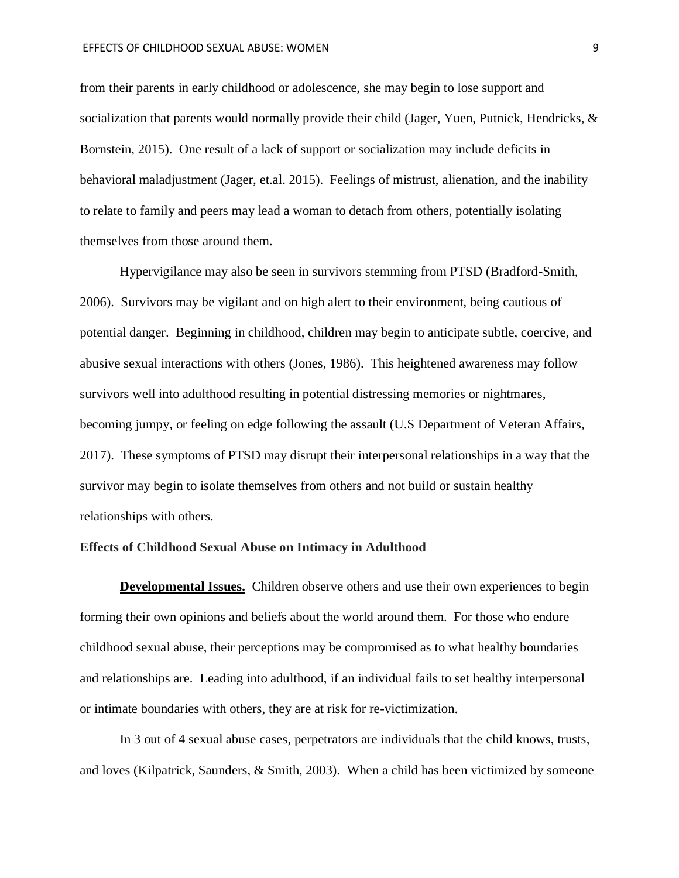from their parents in early childhood or adolescence, she may begin to lose support and socialization that parents would normally provide their child (Jager, Yuen, Putnick, Hendricks, & Bornstein, 2015). One result of a lack of support or socialization may include deficits in behavioral maladjustment (Jager, et.al. 2015). Feelings of mistrust, alienation, and the inability to relate to family and peers may lead a woman to detach from others, potentially isolating themselves from those around them.

Hypervigilance may also be seen in survivors stemming from PTSD (Bradford-Smith, 2006). Survivors may be vigilant and on high alert to their environment, being cautious of potential danger. Beginning in childhood, children may begin to anticipate subtle, coercive, and abusive sexual interactions with others (Jones, 1986). This heightened awareness may follow survivors well into adulthood resulting in potential distressing memories or nightmares, becoming jumpy, or feeling on edge following the assault (U.S Department of Veteran Affairs, 2017). These symptoms of PTSD may disrupt their interpersonal relationships in a way that the survivor may begin to isolate themselves from others and not build or sustain healthy relationships with others.

**Effects of Childhood Sexual Abuse on Intimacy in Adulthood**

**Developmental Issues.** Children observe others and use their own experiences to begin forming their own opinions and beliefs about the world around them. For those who endure childhood sexual abuse, their perceptions may be compromised as to what healthy boundaries and relationships are. Leading into adulthood, if an individual fails to set healthy interpersonal or intimate boundaries with others, they are at risk for re-victimization.

In 3 out of 4 sexual abuse cases, perpetrators are individuals that the child knows, trusts, and loves (Kilpatrick, Saunders, & Smith, 2003). When a child has been victimized by someone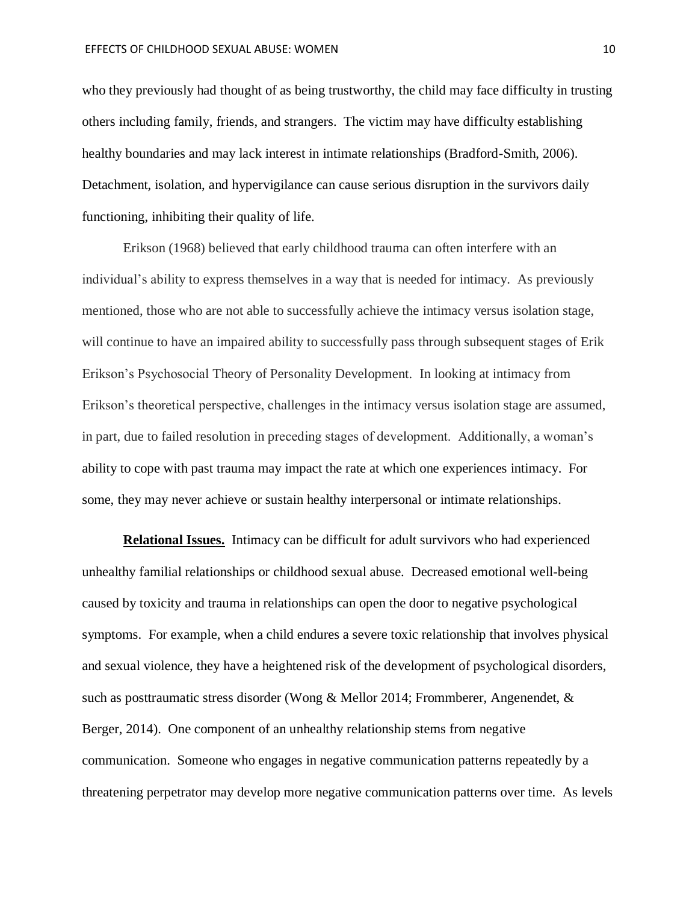who they previously had thought of as being trustworthy, the child may face difficulty in trusting others including family, friends, and strangers. The victim may have difficulty establishing healthy boundaries and may lack interest in intimate relationships (Bradford-Smith, 2006). Detachment, isolation, and hypervigilance can cause serious disruption in the survivors daily functioning, inhibiting their quality of life.

Erikson (1968) believed that early childhood trauma can often interfere with an individual's ability to express themselves in a way that is needed for intimacy. As previously mentioned, those who are not able to successfully achieve the intimacy versus isolation stage, will continue to have an impaired ability to successfully pass through subsequent stages of Erik Erikson's Psychosocial Theory of Personality Development. In looking at intimacy from Erikson's theoretical perspective, challenges in the intimacy versus isolation stage are assumed, in part, due to failed resolution in preceding stages of development. Additionally, a woman's ability to cope with past trauma may impact the rate at which one experiences intimacy. For some, they may never achieve or sustain healthy interpersonal or intimate relationships.

**Relational Issues.** Intimacy can be difficult for adult survivors who had experienced unhealthy familial relationships or childhood sexual abuse. Decreased emotional well-being caused by toxicity and trauma in relationships can open the door to negative psychological symptoms. For example, when a child endures a severe toxic relationship that involves physical and sexual violence, they have a heightened risk of the development of psychological disorders, such as posttraumatic stress disorder (Wong & Mellor 2014; Frommberer, Angenendet, & Berger, 2014). One component of an unhealthy relationship stems from negative communication. Someone who engages in negative communication patterns repeatedly by a threatening perpetrator may develop more negative communication patterns over time. As levels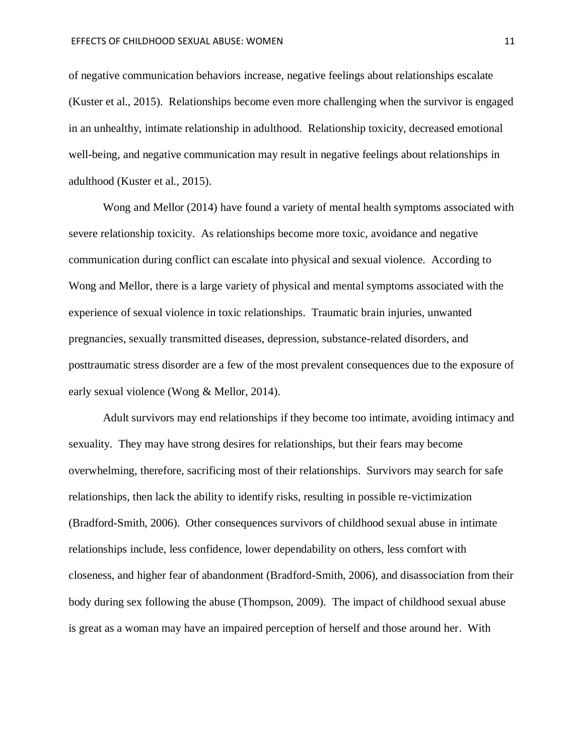of negative communication behaviors increase, negative feelings about relationships escalate (Kuster et al., 2015). Relationships become even more challenging when the survivor is engaged in an unhealthy, intimate relationship in adulthood. Relationship toxicity, decreased emotional well-being, and negative communication may result in negative feelings about relationships in adulthood (Kuster et al., 2015).

Wong and Mellor (2014) have found a variety of mental health symptoms associated with severe relationship toxicity. As relationships become more toxic, avoidance and negative communication during conflict can escalate into physical and sexual violence. According to Wong and Mellor, there is a large variety of physical and mental symptoms associated with the experience of sexual violence in toxic relationships. Traumatic brain injuries, unwanted pregnancies, sexually transmitted diseases, depression, substance-related disorders, and posttraumatic stress disorder are a few of the most prevalent consequences due to the exposure of early sexual violence (Wong & Mellor, 2014).

Adult survivors may end relationships if they become too intimate, avoiding intimacy and sexuality. They may have strong desires for relationships, but their fears may become overwhelming, therefore, sacrificing most of their relationships. Survivors may search for safe relationships, then lack the ability to identify risks, resulting in possible re-victimization (Bradford-Smith, 2006). Other consequences survivors of childhood sexual abuse in intimate relationships include, less confidence, lower dependability on others, less comfort with closeness, and higher fear of abandonment (Bradford-Smith, 2006), and disassociation from their body during sex following the abuse (Thompson, 2009). The impact of childhood sexual abuse is great as a woman may have an impaired perception of herself and those around her. With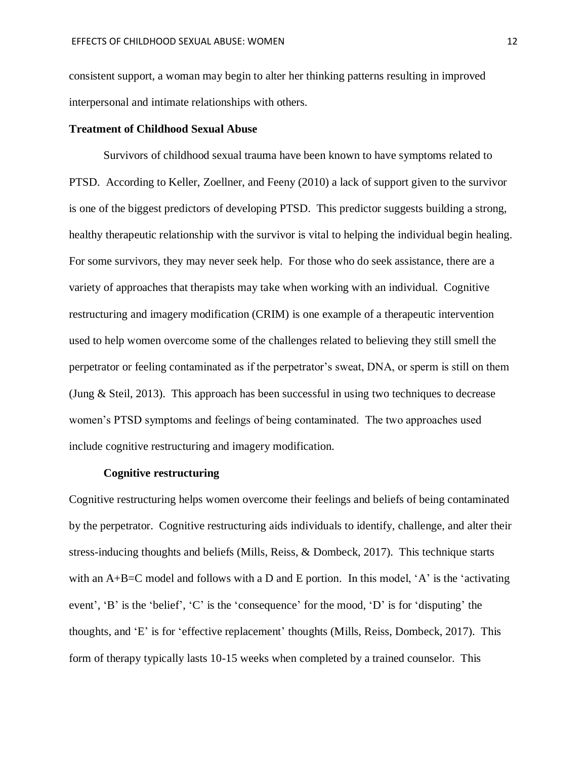consistent support, a woman may begin to alter her thinking patterns resulting in improved interpersonal and intimate relationships with others.

## Treatment of Childhood Sexual Abuse

Survivors of childhood sexual trauma have been known to have symptoms related to PTSD. According to Keller, Zoellner, and Feeny (2010) a lack of support given to the survivor is one of the biggest predictors of developing PTSD. This predictor suggests building a strong, healthy therapeutic relationship with the survivor is vital to helping the individual begin healing. For some survivors, they may never seek help. For those who do seek assistance, there are a variety of approaches that therapists may take when working with an individual. Cognitive restructuring and imagery modification (CRIM) is one example of a therapeutic intervention used to help women overcome some of the challenges related to believing they still smell the perpetrator or feeling contaminated as if the perpetrator's sweat, DNA, or sperm is still on them (Jung & Steil, 2013). This approach has been successful in using two techniques to decrease women's PTSD symptoms and feelings of being contaminated. The two approaches used include cognitive restructuring and imagery modification.

### Cognitive restructuring

Cognitive restructuring helps women overcome their feelings and beliefs of being contaminated by the perpetrator. Cognitive restructuring aids individuals to identify, challenge, and alter their stress-inducing thoughts and beliefs (Mills, Reiss, & Dombeck, 2017). This technique starts with an A+B=C model and follows with a D and E portion. In this model, 'A' is the 'activating event', 'B' is the 'belief', 'C' is the 'consequence' for the mood, 'D' is for 'disputing' the thoughts, and 'E' is for 'effective replacement' thoughts (Mills, Reiss, Dombeck, 2017). This form of therapy typically lasts 10-15 weeks when completed by a trained counselor. This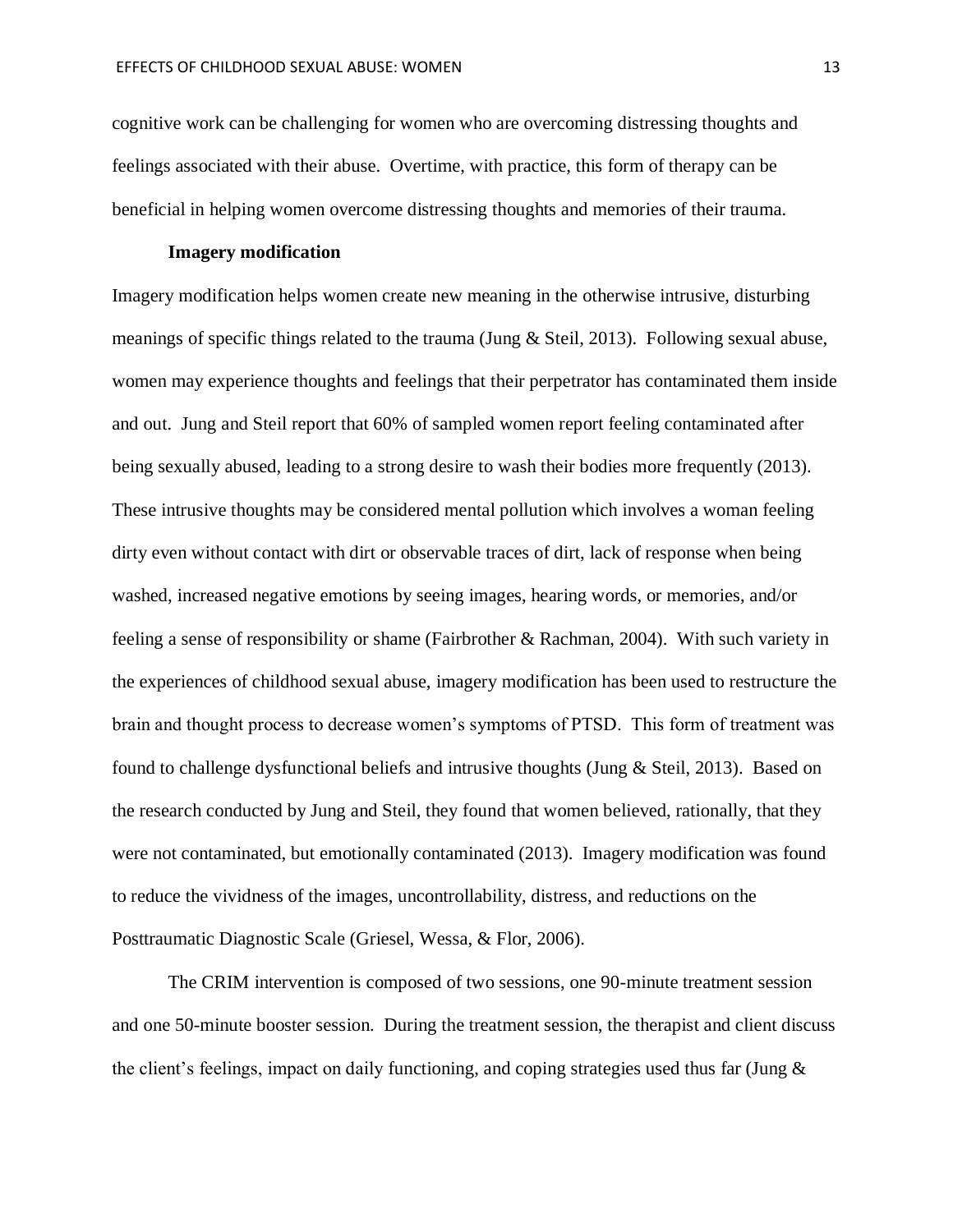cognitive work can be challenging for women who are overcoming distressing thoughts and feelings associated with their abuse. Overtime, with practice, this form of therapy can be beneficial in helping women overcome distressing thoughts and memories of their trauma.

**Imagery modification**

Imagery modification helps women create new meaning in the otherwise intrusive, disturbing meanings of specific things related to the trauma (Jung & Steil, 2013). Following sexual abuse, women may experience thoughts and feelings that their perpetrator has contaminated them inside and out. Jung and Steil report that 60% of sampled women report feeling contaminated after being sexually abused, leading to a strong desire to wash their bodies more frequently (2013). These intrusive thoughts may be considered mental pollution which involves a woman feeling dirty even without contact with dirt or observable traces of dirt, lack of response when being washed, increased negative emotions by seeing images, hearing words, or memories, and/or feeling a sense of responsibility or shame (Fairbrother & Rachman, 2004). With such variety in the experiences of childhood sexual abuse, imagery modification has been used to restructure the brain and thought process to decrease women's symptoms of PTSD. This form of treatment was found to challenge dysfunctional beliefs and intrusive thoughts (Jung & Steil, 2013). Based on the research conducted by Jung and Steil, they found that women believed, rationally, that they were not contaminated, but emotionally contaminated (2013). Imagery modification was found to reduce the vividness of the images, uncontrollability, distress, and reductions on the Posttraumatic Diagnostic Scale (Griesel, Wessa, & Flor, 2006).

The CRIM intervention is composed of two sessions, one 90-minute treatment session and one 50-minute booster session. During the treatment session, the therapist and client discuss the client's feelings, impact on daily functioning, and coping strategies used thus far (Jung &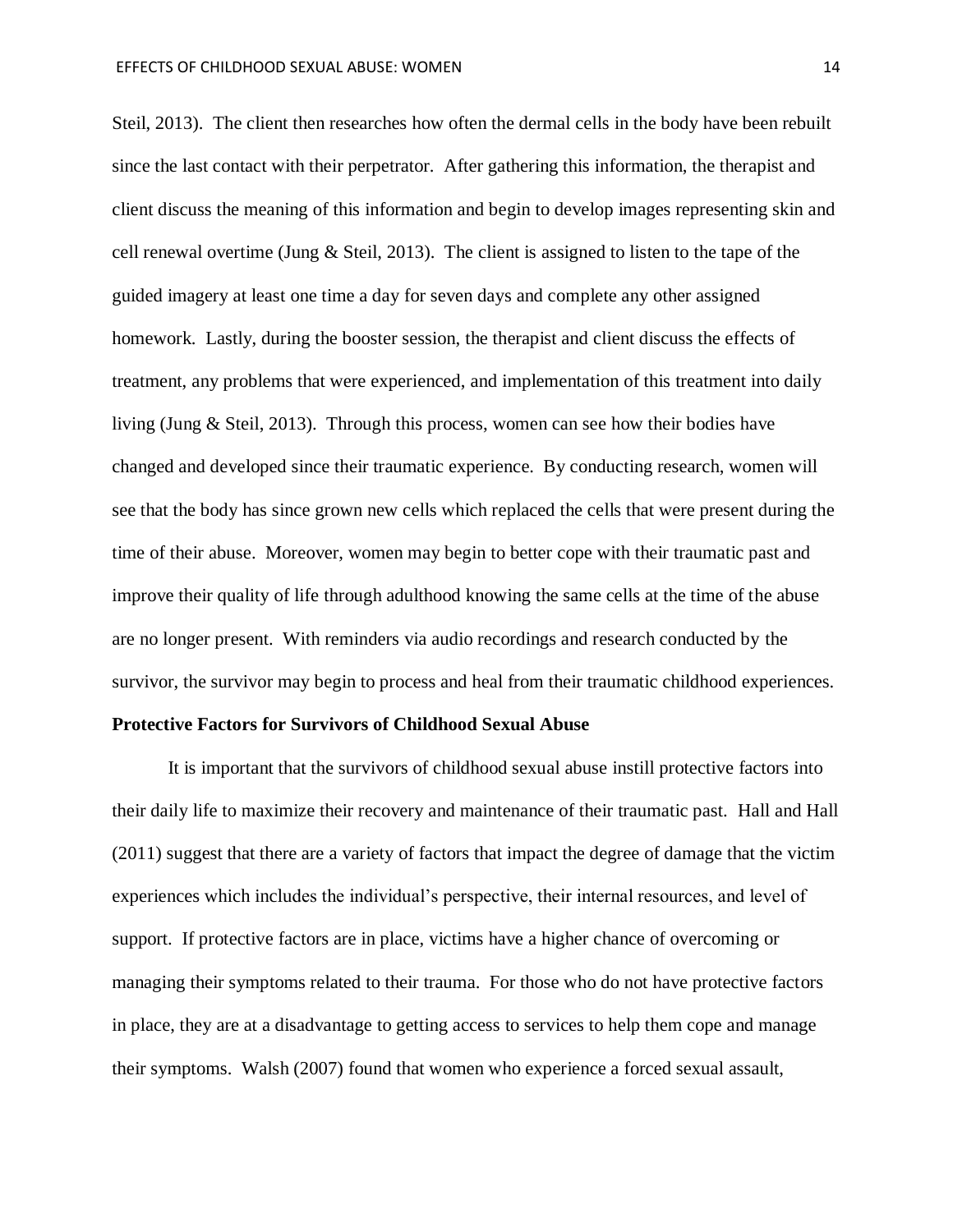Steil, 2013). The client then researches how often the dermal cells in the body have been rebuilt since the last contact with their perpetrator. After gathering this information, the therapist and client discuss the meaning of this information and begin to develop images representing skin and cell renewal overtime (Jung & Steil, 2013). The client is assigned to listen to the tape of the guided imagery at least one time a day for seven days and complete any other assigned homework. Lastly, during the booster session, the therapist and client discuss the effects of treatment, any problems that were experienced, and implementation of this treatment into daily living (Jung & Steil, 2013). Through this process, women can see how their bodies have changed and developed since their traumatic experience. By conducting research, women will see that the body has since grown new cells which replaced the cells that were present during the time of their abuse. Moreover, women may begin to better cope with their traumatic past and improve their quality of life through adulthood knowing the same cells at the time of the abuse are no longer present. With reminders via audio recordings and research conducted by the survivor, the survivor may begin to process and heal from their traumatic childhood experiences.

**Protective Factors for Survivors of Childhood Sexual Abuse**

It is important that the survivors of childhood sexual abuse instill protective factors into their daily life to maximize their recovery and maintenance of their traumatic past. Hall and Hall (2011) suggest that there are a variety of factors that impact the degree of damage that the victim experiences which includes the individual's perspective, their internal resources, and level of support. If protective factors are in place, victims have a higher chance of overcoming or managing their symptoms related to their trauma. For those who do not have protective factors in place, they are at a disadvantage to getting access to services to help them cope and manage their symptoms. Walsh (2007) found that women who experience a forced sexual assault,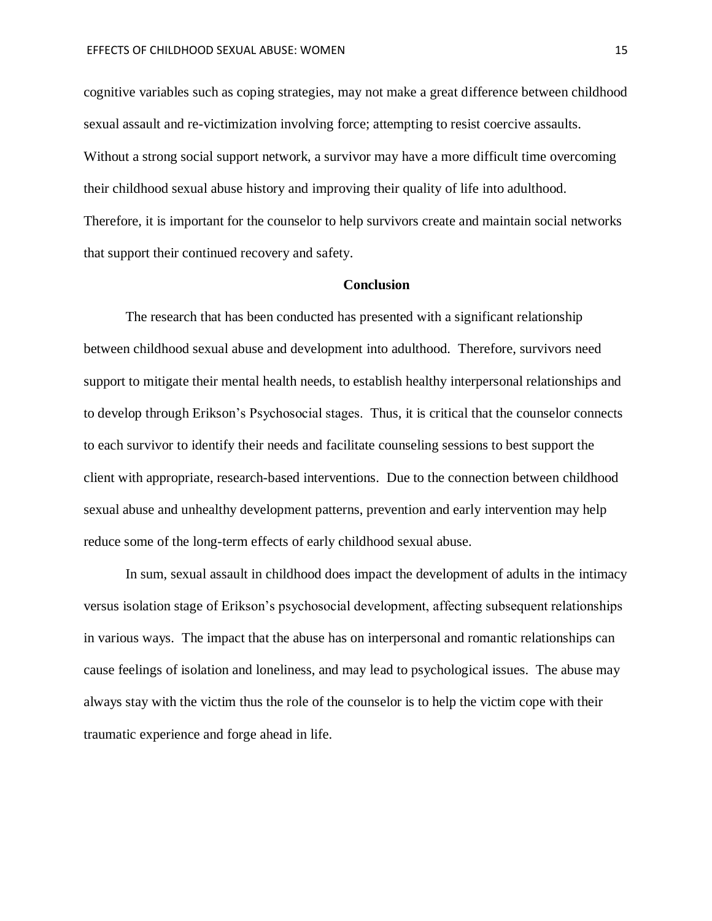cognitive variables such as coping strategies, may not make a great difference between childhood sexual assault and re-victimization involving force; attempting to resist coercive assaults. Without a strong social support network, a survivor may have a more difficult time overcoming their childhood sexual abuse history and improving their quality of life into adulthood. Therefore, it is important for the counselor to help survivors create and maintain social networks that support their continued recovery and safety.

## Conclusion

The research that has been conducted has presented with a significant relationship between childhood sexual abuse and development into adulthood. Therefore, survivors need support to mitigate their mental health needs, to establish healthy interpersonal relationships and to develop through Erikson's Psychosocial stages. Thus, it is critical that the counselor connects to each survivor to identify their needs and facilitate counseling sessions to best support the client with appropriate, research-based interventions. Due to the connection between childhood sexual abuse and unhealthy development patterns, prevention and early intervention may help reduce some of the long-term effects of early childhood sexual abuse.

In sum, sexual assault in childhood does impact the development of adults in the intimacy versus isolation stage of Erikson's psychosocial development, affecting subsequent relationships in various ways. The impact that the abuse has on interpersonal and romantic relationships can cause feelings of isolation and loneliness, and may lead to psychological issues. The abuse may always stay with the victim thus the role of the counselor is to help the victim cope with their traumatic experience and forge ahead in life.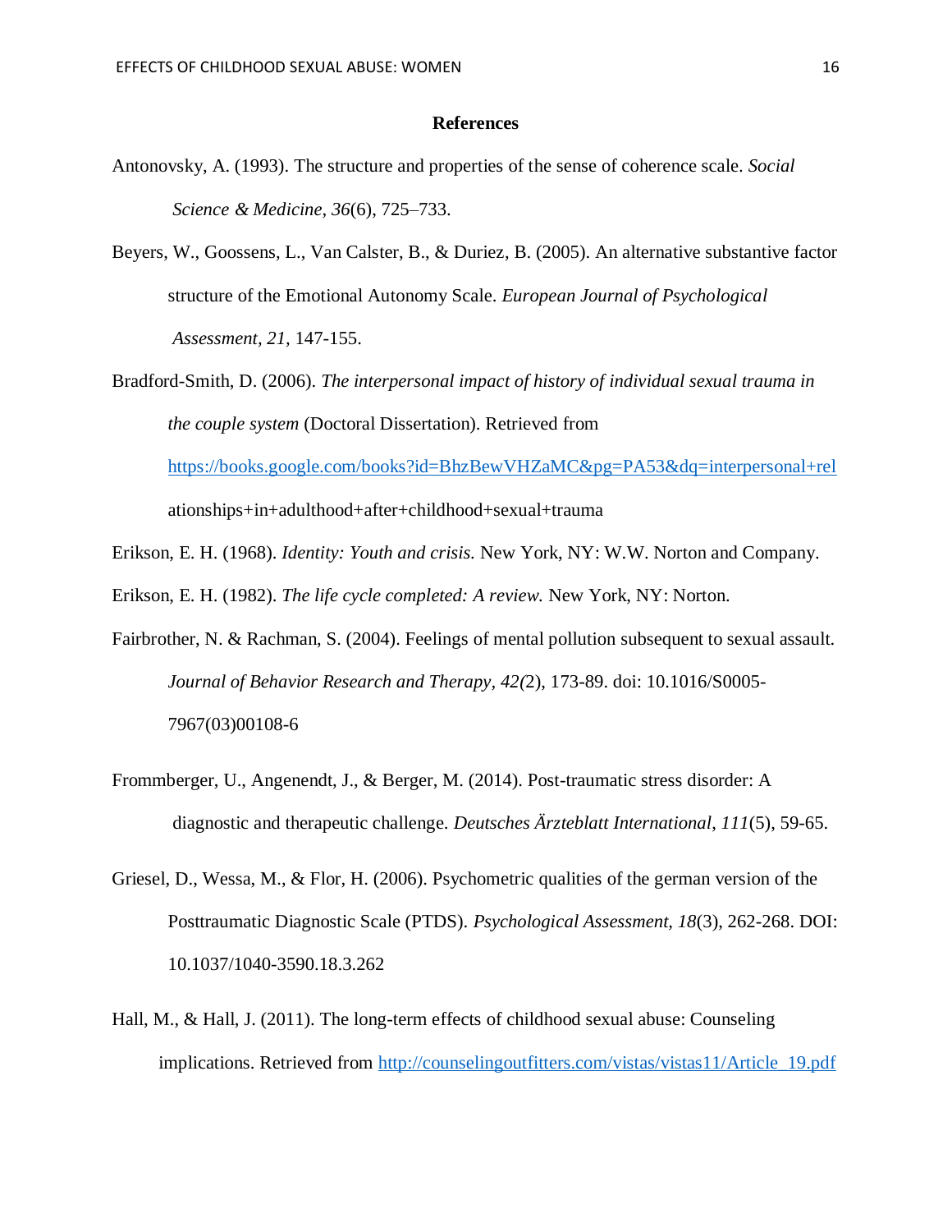# References

Antonovsky, A. (1993). The structure and properties of the sense of coherence scale. *Social Science & Medicine, 36*(6), 725–733.

Beyers, W., Goossens, L., Van Calster, B., & Duriez, B. (2005). An alternative substantive factor structure of the Emotional Autonomy Scale. *European Journal of Psychological Assessment, 21,* 147-155.

Bradford-Smith, D. (2006). *The interpersonal impact of history of individual sexual trauma in the couple system* (Doctoral Dissertation). Retrieved from https://books.google.com/books?id=BhzBewVHZaMC&pg=PA53&dq=interpersonal+relationships+in+adulthood+after+childhood+sexual+trauma

Erikson, E. H. (1968). *Identity: Youth and crisis.* New York, NY: W.W. Norton and Company.

Erikson, E. H. (1982). *The life cycle completed: A review.* New York, NY: Norton.

Fairbrother, N. & Rachman, S. (2004). Feelings of mental pollution subsequent to sexual assault. *Journal of Behavior Research and Therapy, 42(*2), 173-89. doi: 10.1016/S0005-7967(03)00108-6

Frommberger, U., Angenendt, J., & Berger, M. (2014). Post-traumatic stress disorder: A diagnostic and therapeutic challenge. *Deutsches Ärzteblatt International, 111*(5), 59-65.

Griesel, D., Wessa, M., & Flor, H. (2006). Psychometric qualities of the german version of the Posttraumatic Diagnostic Scale (PTDS). *Psychological Assessment, 18*(3), 262-268. DOI: 10.1037/1040-3590.18.3.262

Hall, M., & Hall, J. (2011). The long-term effects of childhood sexual abuse: Counseling implications. Retrieved from http://counselingoutfitters.com/vistas/vistas11/Article_19.pdf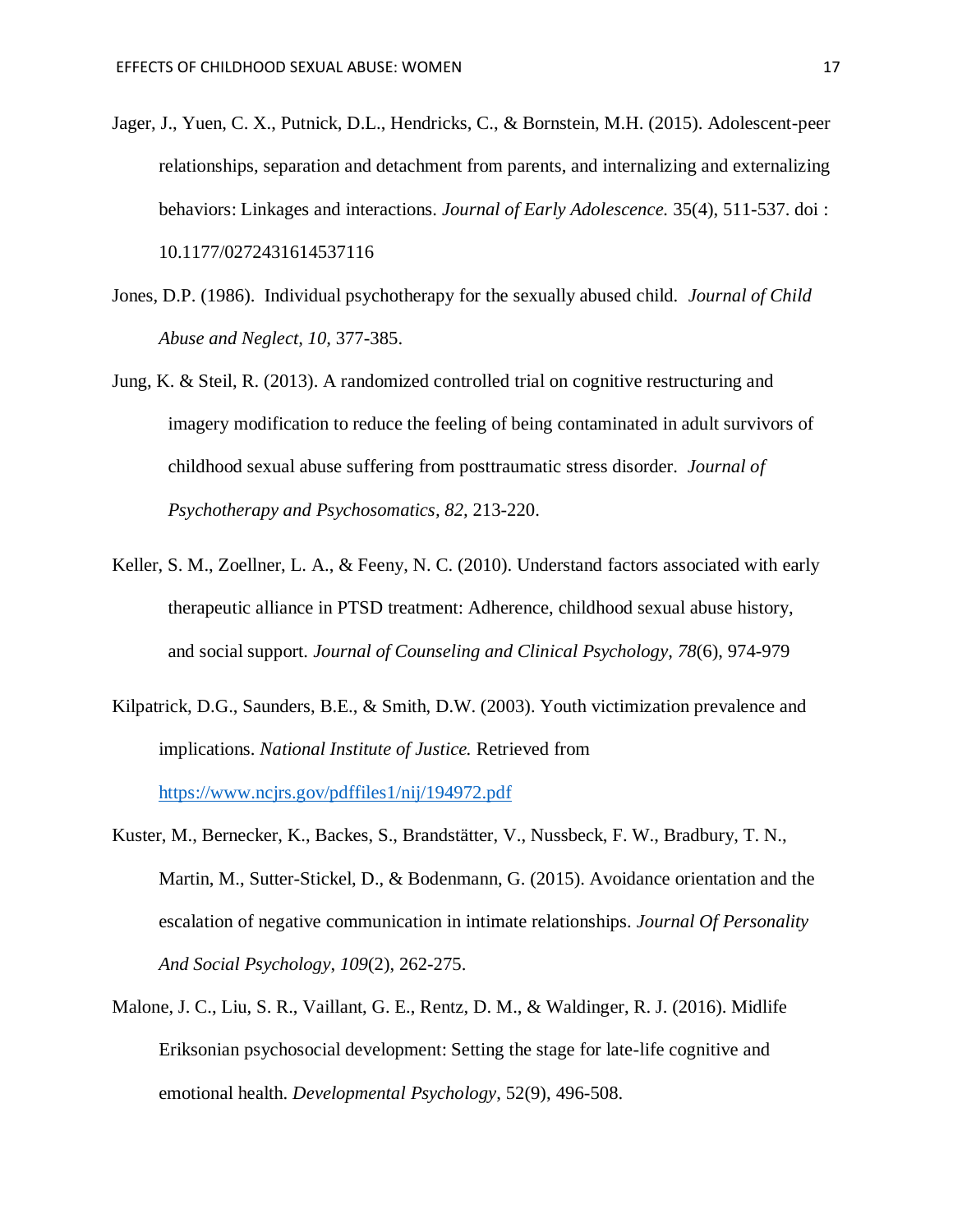Jager, J., Yuen, C. X., Putnick, D.L., Hendricks, C., & Bornstein, M.H. (2015). Adolescent-peer relationships, separation and detachment from parents, and internalizing and externalizing behaviors: Linkages and interactions. *Journal of Early Adolescence.* 35(4), 511-537. doi : 10.1177/0272431614537116

Jones, D.P. (1986). Individual psychotherapy for the sexually abused child. *Journal of Child Abuse and Neglect, 10,* 377-385.

Jung, K. & Steil, R. (2013). A randomized controlled trial on cognitive restructuring and imagery modification to reduce the feeling of being contaminated in adult survivors of childhood sexual abuse suffering from posttraumatic stress disorder. *Journal of Psychotherapy and Psychosomatics, 82,* 213-220.

Keller, S. M., Zoellner, L. A., & Feeny, N. C. (2010). Understand factors associated with early therapeutic alliance in PTSD treatment: Adherence, childhood sexual abuse history, and social support. *Journal of Counseling and Clinical Psychology, 78*(6), 974-979

Kilpatrick, D.G., Saunders, B.E., & Smith, D.W. (2003). Youth victimization prevalence and implications. *National Institute of Justice.* Retrieved from https://www.ncjrs.gov/pdffiles1/nij/194972.pdf

Kuster, M., Bernecker, K., Backes, S., Brandstätter, V., Nussbeck, F. W., Bradbury, T. N., Martin, M., Sutter-Stickel, D., & Bodenmann, G. (2015). Avoidance orientation and the escalation of negative communication in intimate relationships. *Journal Of Personality And Social Psychology*, *109*(2), 262-275.

Malone, J. C., Liu, S. R., Vaillant, G. E., Rentz, D. M., & Waldinger, R. J. (2016). Midlife Eriksonian psychosocial development: Setting the stage for late-life cognitive and emotional health. *Developmental Psychology*, 52(9), 496-508.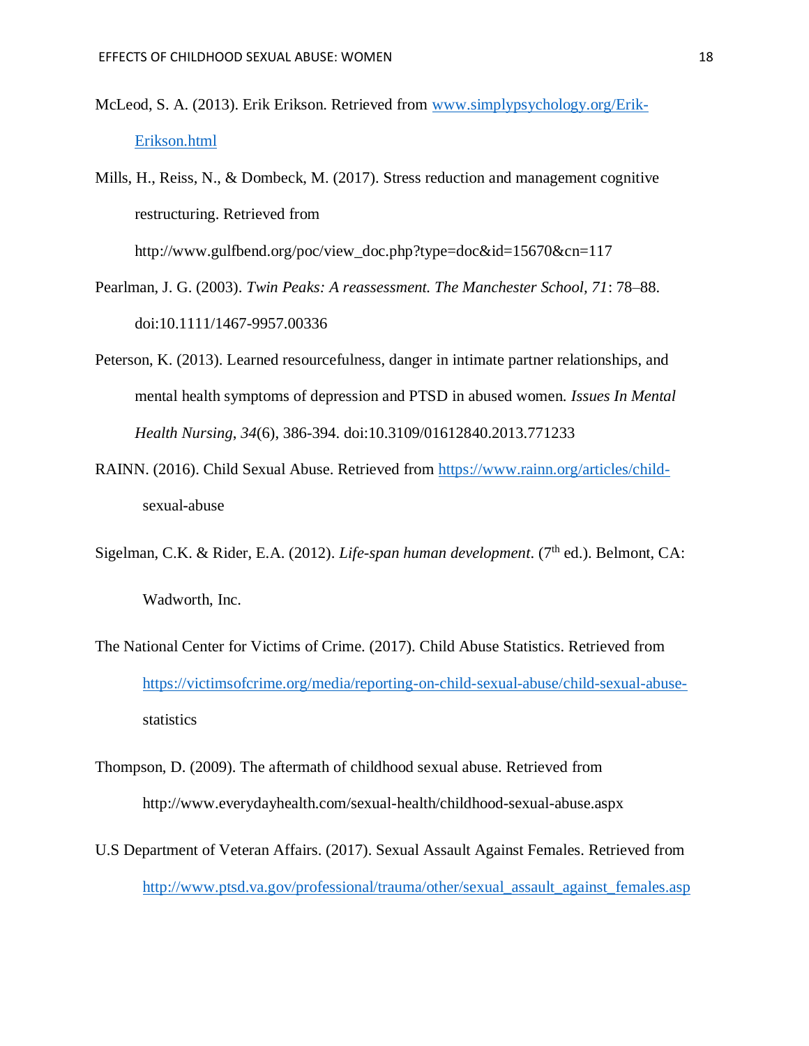McLeod, S. A. (2013). Erik Erikson. Retrieved from www.simplypsychology.org/Erik-Erikson.html

Mills, H., Reiss, N., & Dombeck, M. (2017). Stress reduction and management cognitive restructuring. Retrieved from http://www.gulfbend.org/poc/view_doc.php?type=doc&id=15670&cn=117

Pearlman, J. G. (2003). *Twin Peaks: A reassessment. The Manchester School*, *71*: 78–88. doi:10.1111/1467-9957.00336

Peterson, K. (2013). Learned resourcefulness, danger in intimate partner relationships, and mental health symptoms of depression and PTSD in abused women. *Issues In Mental Health Nursing*, *34*(6), 386-394. doi:10.3109/01612840.2013.771233

RAINN. (2016). Child Sexual Abuse. Retrieved from https://www.rainn.org/articles/child-sexual-abuse

Sigelman, C.K. & Rider, E.A. (2012). *Life-span human development*. (7th ed.). Belmont, CA: Wadworth, Inc.

The National Center for Victims of Crime. (2017). Child Abuse Statistics. Retrieved from https://victimsofcrime.org/media/reporting-on-child-sexual-abuse/child-sexual-abuse-statistics

Thompson, D. (2009). The aftermath of childhood sexual abuse. Retrieved from http://www.everydayhealth.com/sexual-health/childhood-sexual-abuse.aspx

U.S Department of Veteran Affairs. (2017). Sexual Assault Against Females. Retrieved from http://www.ptsd.va.gov/professional/trauma/other/sexual_assault_against_females.asp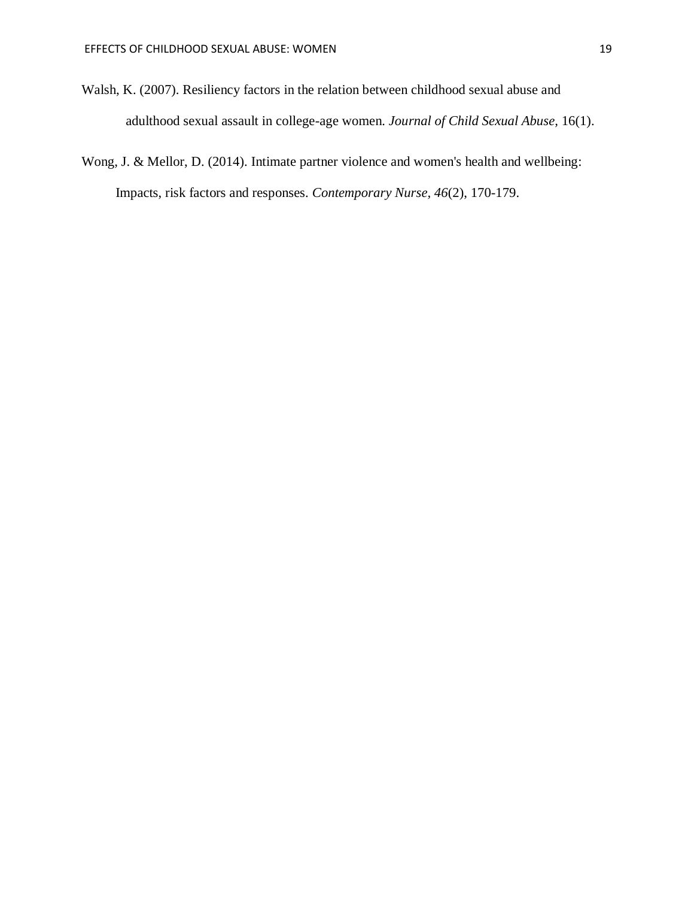Walsh, K. (2007). Resiliency factors in the relation between childhood sexual abuse and adulthood sexual assault in college-age women. *Journal of Child Sexual Abuse*, 16(1).

Wong, J. & Mellor, D. (2014). Intimate partner violence and women's health and wellbeing: Impacts, risk factors and responses. *Contemporary Nurse, 46*(2), 170-179.